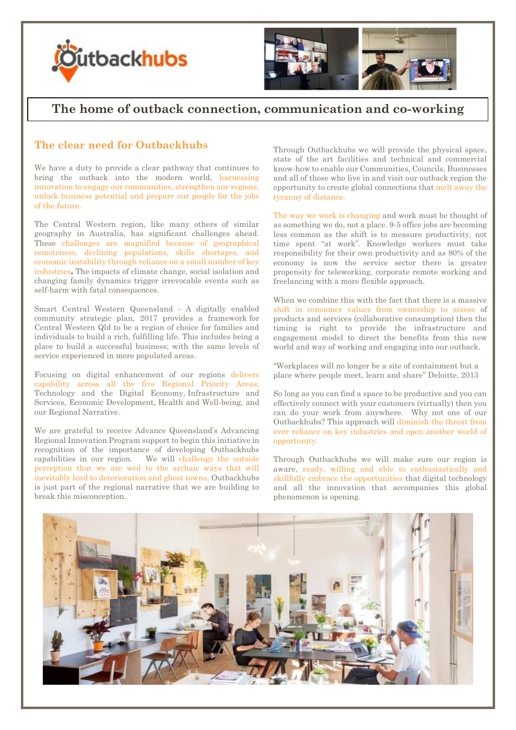# The home of outback connection, communication and co-working

## The clear need for Outbackhubs

We have a duty to provide a clear pathway that continues to bring the outback into the modern world, harnessing innovation to engage our communities, strengthen our regions, unlock business potential and prepare our people for the jobs of the future.

The Central Western region, like many others of similar geography in Australia, has significant challenges ahead. These challenges are magnified because of geographical remoteness, declining populations, skills shortages, and economic instability through reliance on a small number of key industries**.** The impacts of climate change, social isolation and changing family dynamics trigger irrevocable events such as self-harm with fatal consequences.

Smart Central Western Queensland - A digitally enabled community strategic plan, 2017 provides a framework for Central Western Qld to be a region of choice for families and individuals to build a rich, fulfilling life. This includes being a place to build a successful business; with the same levels of service experienced in more populated areas.

Focusing on digital enhancement of our regions delivers capability across all the five Regional Priority Areas; Technology and the Digital Economy, Infrastructure and Services, Economic Development, Health and Well-being, and our Regional Narrative.

We are grateful to receive Advance Queensland's Advancing Regional Innovation Program support to begin this initiative in recognition of the importance of developing Outbackhubs capabilities in our region. We will challenge the outside perception that we are wed to the archaic ways that will inevitably lead to deterioration and ghost towns. Outbackhubs is just part of the regional narrative that we are building to break this misconception.

Through Outbackhubs we will provide the physical space, state of the art facilities and technical and commercial know-how to enable our Communities, Councils, Businesses and all of those who live in and visit our outback region the opportunity to create global connections that melt away the tyranny of distance.

The way we work is changing and work must be thought of as something we do, not a place. 9-5 office jobs are becoming less common as the shift is to measure productivity, not time spent "at work". Knowledge workers must take responsibility for their own productivity and as 80% of the economy is now the service sector there is greater propensity for teleworking, corporate remote working and freelancing with a more flexible approach.

When we combine this with the fact that there is a massive shift in consumer values from ownership to access of products and services (collaborative consumption) then the timing is right to provide the infrastructure and engagement model to direct the benefits from this new world and way of working and engaging into our outback.

"Workplaces will no longer be a site of containment but a place where people meet, learn and share" Deloitte, 2013

So long as you can find a space to be productive and you can effectively connect with your customers (virtually) then you can do your work from anywhere. Why not one of our Outbackhubs? This approach will diminish the threat from over reliance on key industries and open another world of opportunity.

Through Outbackhubs we will make sure our region is aware, ready, willing and able to enthusiastically and skillfully embrace the opportunities that digital technology and all the innovation that accompanies this global phenomenon is opening.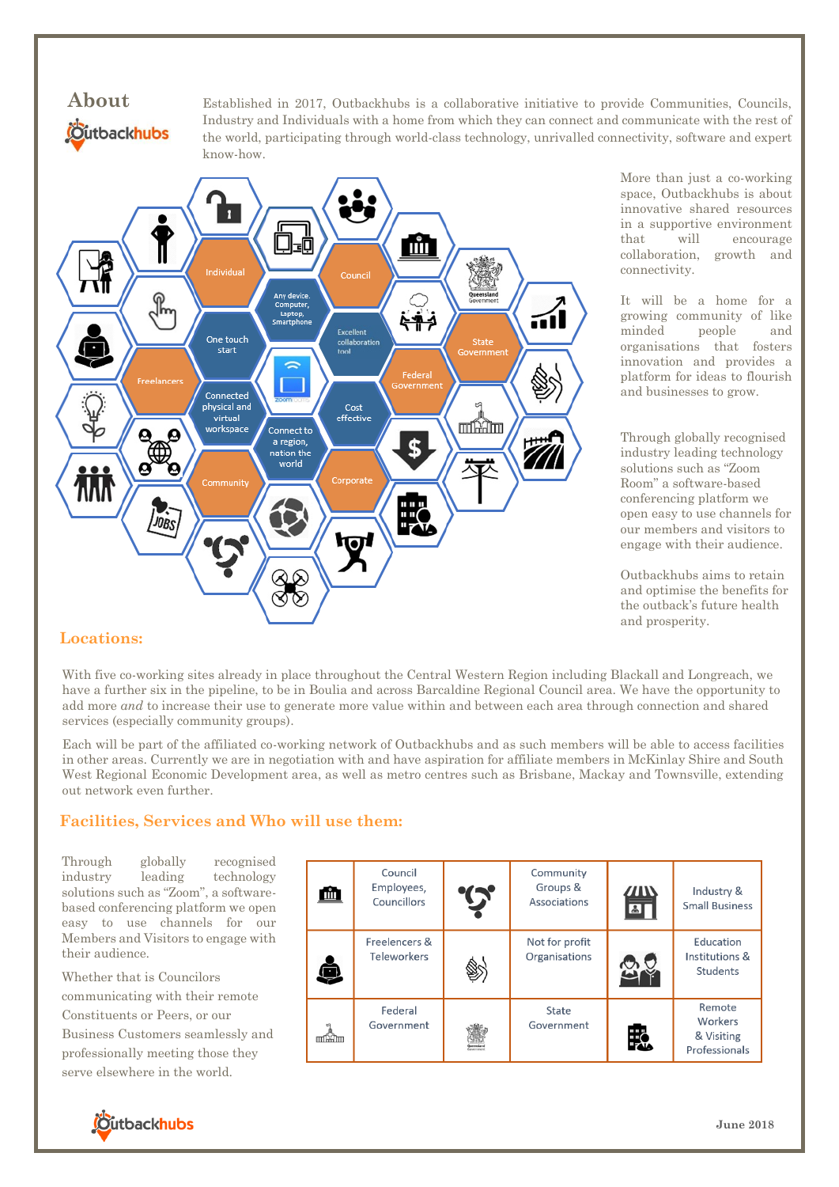## About

Established in 2017, Outbackhubs is a collaborative initiative to provide Communities, Councils, Industry and Individuals with a home from which they can connect and communicate with the rest of the world, participating through world-class technology, unrivalled connectivity, software and expert know-how.

Individual

Council

Any device. Computer, Laptop, Smartphone

One touch start

Excellent collaboration tool

State Government

Freelancers

Federal Government

Connected physical and virtual workspace

Cost effective

Connect to a region, nation the world

Community

Corporate

More than just a co-working space, Outbackhubs is about innovative shared resources in a supportive environment that will encourage collaboration, growth and connectivity.

It will be a home for a growing community of like minded people and organisations that fosters innovation and provides a platform for ideas to flourish and businesses to grow.

Through globally recognised industry leading technology solutions such as "Zoom Room" a software-based conferencing platform we open easy to use channels for our members and visitors to engage with their audience.

Outbackhubs aims to retain and optimise the benefits for the outback's future health and prosperity.

## Locations:

With five co-working sites already in place throughout the Central Western Region including Blackall and Longreach, we have a further six in the pipeline, to be in Boulia and across Barcaldine Regional Council area. We have the opportunity to add more *and* to increase their use to generate more value within and between each area through connection and shared services (especially community groups).

Each will be part of the affiliated co-working network of Outbackhubs and as such members will be able to access facilities in other areas. Currently we are in negotiation with and have aspiration for affiliate members in McKinlay Shire and South West Regional Economic Development area, as well as metro centres such as Brisbane, Mackay and Townsville, extending out network even further.

## Facilities, Services and Who will use them:

Through globally recognised industry leading technology solutions such as "Zoom", a software-based conferencing platform we open easy to use channels for our Members and Visitors to engage with their audience.

Whether that is Councilors communicating with their remote Constituents or Peers, or our Business Customers seamlessly and professionally meeting those they serve elsewhere in the world.

| | | | | | |
|---|---|---|---|---|---|
| | Council Employees, Councillors | | Community Groups & Associations | | Industry & Small Business |
| | Freelencers & Teleworkers | | Not for profit Organisations | | Education Institutions & Students |
| | Federal Government | | State Government | | Remote Workers & Visiting Professionals |

June 2018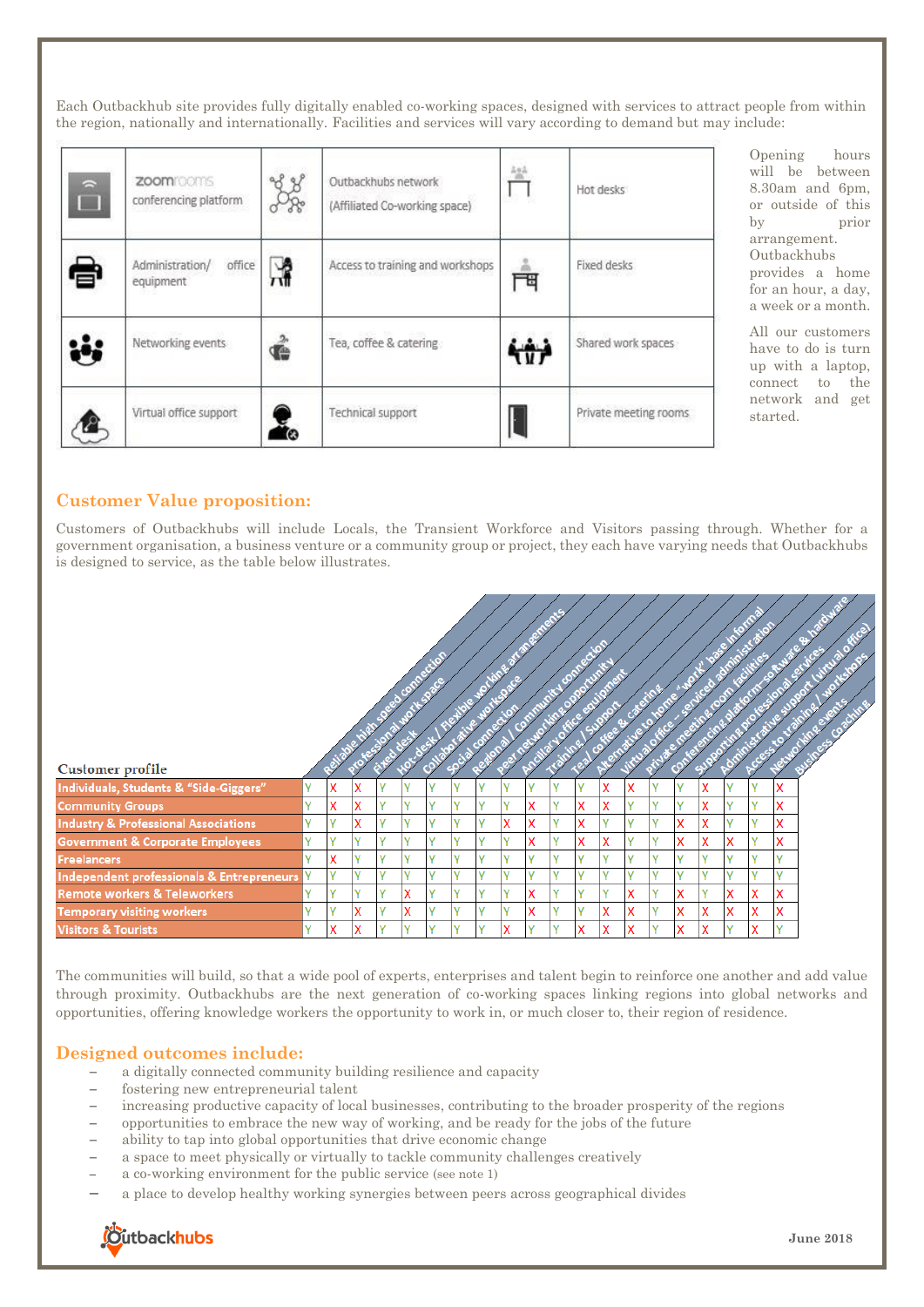Each Outbackhub site provides fully digitally enabled co-working spaces, designed with services to attract people from within the region, nationally and internationally. Facilities and services will vary according to demand but may include:

| | | | |
|---|---|---|---|
| zoomrooms conferencing platform | Outbackhubs network (Affiliated Co-working space) | Hot desks |
| Administration/ office equipment | Access to training and workshops | Fixed desks |
| Networking events | Tea, coffee & catering | Shared work spaces |
| Virtual office support | Technical support | Private meeting rooms |

Opening hours will be between 8.30am and 6pm, or outside of this by prior arrangement. Outbackhubs provides a home for an hour, a day, a week or a month.

All our customers have to do is turn up with a laptop, connect to the network and get started.

## Customer Value proposition:

Customers of Outbackhubs will include Locals, the Transient Workforce and Visitors passing through. Whether for a government organisation, a business venture or a community group or project, they each have varying needs that Outbackhubs is designed to service, as the table below illustrates.

| Customer profile | Reliable high speed connection | Professional work space | Fixed desk | Hot-desk / Flexible working arrangements | Collaborative workspace | Social connection | Regional / Community connection | Peer networking opportunity | Ancillary office equipment | Training / Support | Tea/ coffee & catering | Alternative to home "work" base in formal | Virtual office – serviced administration | Private meeting room facilities | Conferencing platform-software & hardware | Supporting professional services | Administrative support (virtual office) | Access to training / workshops | Networking events | Business Coaching |
|---|---|---|---|---|---|---|---|---|---|---|---|---|---|---|---|---|---|---|---|---|
| Individuals, Students & "Side-Giggers" | Y | X | X | Y | Y | Y | Y | Y | Y | Y | Y | Y | X | X | Y | Y | X | Y | Y | X |
| Community Groups | Y | X | X | Y | Y | Y | Y | Y | Y | X | Y | X | X | Y | Y | Y | X | Y | Y | X |
| Industry & Professional Associations | Y | Y | X | Y | Y | Y | Y | Y | X | X | Y | X | Y | Y | Y | X | X | Y | Y | X |
| Government & Corporate Employees | Y | Y | Y | Y | Y | Y | Y | Y | Y | X | Y | X | X | Y | Y | X | X | X | Y | X |
| Freelancers | Y | X | Y | Y | Y | Y | Y | Y | Y | Y | Y | Y | Y | Y | Y | Y | Y | Y | Y | Y |
| Independent professionals & Entrepreneurs | Y | Y | Y | Y | Y | Y | Y | Y | Y | Y | Y | Y | Y | Y | Y | Y | Y | Y | Y | Y |
| Remote workers & Teleworkers | Y | Y | Y | Y | X | Y | Y | Y | Y | X | Y | Y | Y | X | Y | X | Y | X | X | X |
| Temporary visiting workers | Y | Y | X | Y | X | Y | Y | Y | Y | X | Y | Y | X | X | Y | X | X | X | X | X |
| Visitors & Tourists | Y | X | X | Y | Y | Y | Y | Y | X | Y | Y | X | X | X | Y | X | X | Y | X | Y |

The communities will build, so that a wide pool of experts, enterprises and talent begin to reinforce one another and add value through proximity. Outbackhubs are the next generation of co-working spaces linking regions into global networks and opportunities, offering knowledge workers the opportunity to work in, or much closer to, their region of residence.

## Designed outcomes include:

- a digitally connected community building resilience and capacity
- fostering new entrepreneurial talent
- increasing productive capacity of local businesses, contributing to the broader prosperity of the regions
- opportunities to embrace the new way of working, and be ready for the jobs of the future
- ability to tap into global opportunities that drive economic change
- a space to meet physically or virtually to tackle community challenges creatively
- a co-working environment for the public service (see note 1)
- a place to develop healthy working synergies between peers across geographical divides

Outbackhubs

June 2018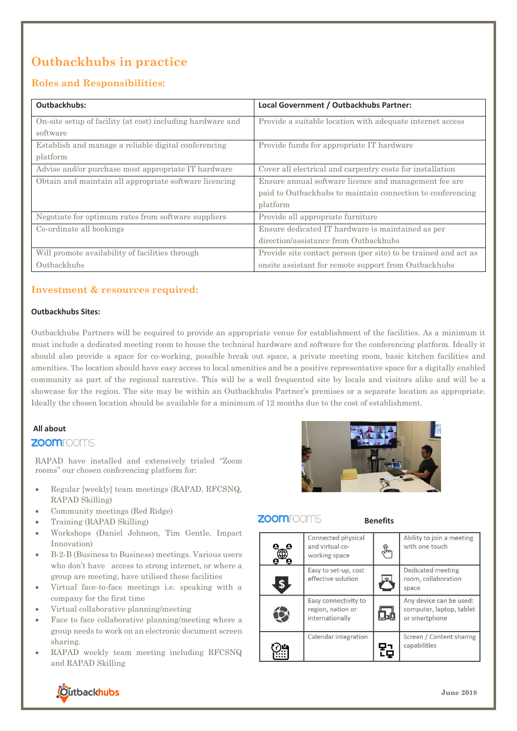# Outbackhubs in practice

## Roles and Responsibilities:

| Outbackhubs: | Local Government / Outbackhubs Partner: |
|---|---|
| On-site setup of facility (at cost) including hardware and software | Provide a suitable location with adequate internet access |
| Establish and manage a reliable digital conferencing platform | Provide funds for appropriate IT hardware |
| Advise and/or purchase most appropriate IT hardware | Cover all electrical and carpentry costs for installation |
| Obtain and maintain all appropriate software licencing | Ensure annual software licence and management fee are paid to Outbackhubs to maintain connection to conferencing platform |
| Negotiate for optimum rates from software suppliers | Provide all appropriate furniture |
| Co-ordinate all bookings | Ensure dedicated IT hardware is maintained as per direction/assistance from Outbackhubs |
| Will promote availability of facilities through Outbackhubs | Provide site contact person (per site) to be trained and act as onsite assistant for remote support from Outbackhubs |

## Investment & resources required:

**Outbackhubs Sites:**

Outbackhubs Partners will be required to provide an appropriate venue for establishment of the facilities. As a minimum it must include a dedicated meeting room to house the technical hardware and software for the conferencing platform. Ideally it should also provide a space for co-working, possible break out space, a private meeting room, basic kitchen facilities and amenities. The location should have easy access to local amenities and be a positive representative space for a digitally enabled community as part of the regional narrative. This will be a well frequented site by locals and visitors alike and will be a showcase for the region. The site may be within an Outbackhubs Partner's premises or a separate location as appropriate. Ideally the chosen location should be available for a minimum of 12 months due to the cost of establishment.

**All about**

**zoom**rooms

RAPAD have installed and extensively trialed "Zoom rooms" our chosen conferencing platform for:

- Regular [weekly] team meetings (RAPAD, RFCSNQ, RAPAD Skilling)
- Community meetings (Red Ridge)
- Training (RAPAD Skilling)
- Workshops (Daniel Johnson, Tim Gentle, Impact Innovation)
- B-2-B (Business to Business) meetings. Various users who don't have access to strong internet, or where a group are meeting, have utilised these facilities
- Virtual face-to-face meetings i.e. speaking with a company for the first time
- Virtual collaborative planning/meeting
- Face to face collaborative planning/meeting where a group needs to work on an electronic document screen sharing.
- RAPAD weekly team meeting including RFCSNQ and RAPAD Skilling

**zoom**rooms **Benefits**

| | | | |
|---|---|---|---|
| | Connected physical and virtual co-working space | | Ability to join a meeting with one touch |
| | Easy to set-up, cost effective solution | | Dedicated meeting room, collaboration space |
| | Easy connectivity to region, nation or internationally | | Any device can be used: computer, laptop, tablet or smartphone |
| | Calendar integration | | Screen / Content sharing capabilities |

June 2018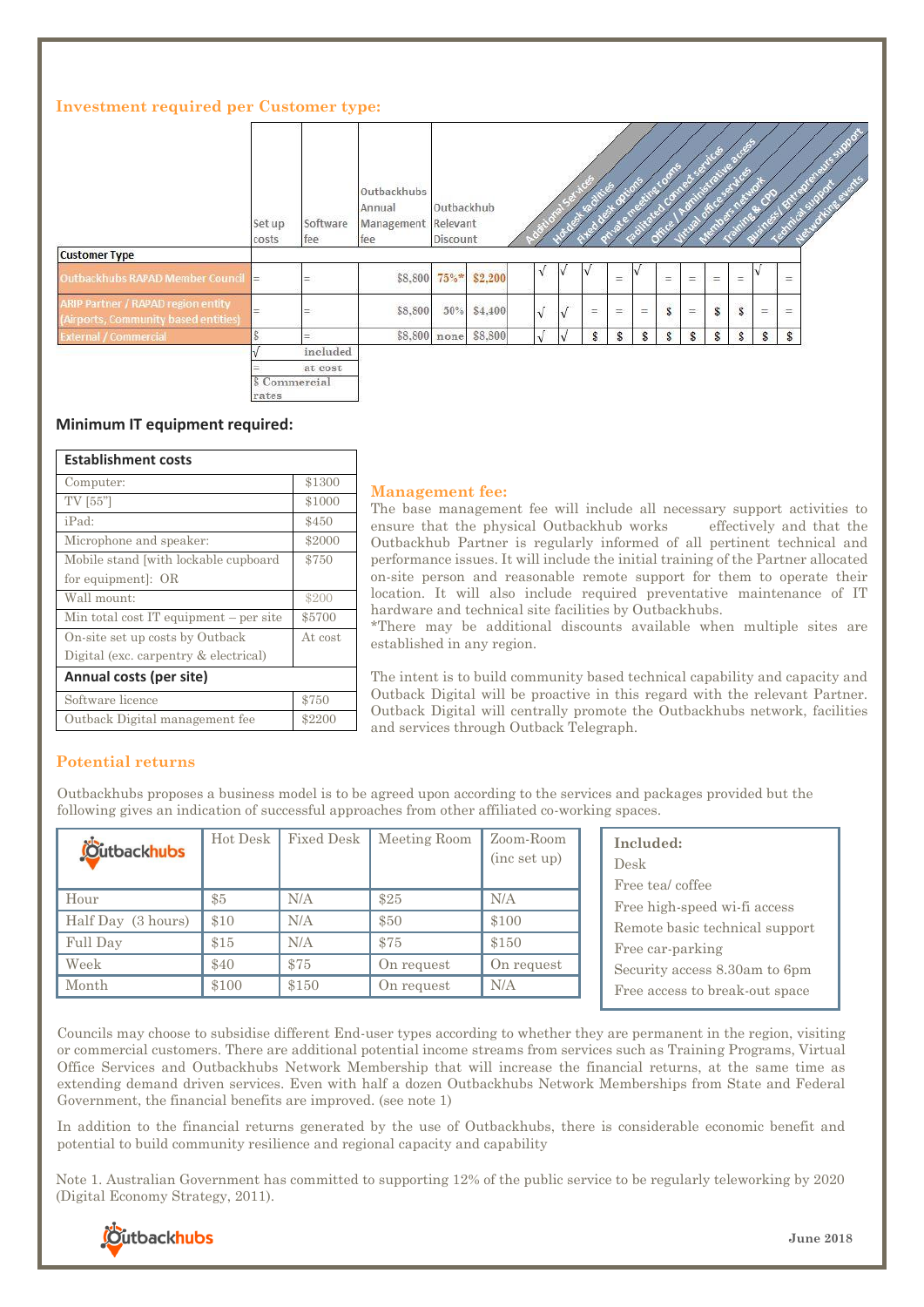## Investment required per Customer type:

| Customer Type | Set up costs | Software fee | Outbackhubs Annual Management fee | Outbackhub Relevant Discount | | Additional Services | Hot desk facilities | Fixed desk options | Private meeting rooms | Facilitated connect services | Office / Administrative access | Virtual office services | Members network | Training & CPD | Business/ Entrepreneurs support | Technical support | Networking events |
|---|---|---|---|---|---|---|---|---|---|---|---|---|---|---|---|---|---|
| Outbackhubs RAPAD Member Council | = | = | $8,800 | 75%* | $2,200 | | √ | √ | √ | = | √ | = | = | = | = | √ | = |
| ARIP Partner / RAPAD region entity (Airports, Community based entities) | = | = | $8,800 | 50% | $4,400 | | √ | √ | = | = | = | $ | = | $ | $ | = | = |
| External / Commercial | $ | = | $8,800 | none | $8,800 | | √ | √ | $ | $ | $ | $ | $ | $ | $ | $ | $ |

| Symbol | Meaning |
|---|---|
| √ | included |
| = | at cost |
| $ | Commercial rates |

### Minimum IT equipment required:

| Establishment costs | |
|---|---|
| Computer: | $1300 |
| TV [55"] | $1000 |
| iPad: | $450 |
| Microphone and speaker: | $2000 |
| Mobile stand [with lockable cupboard for equipment]: OR | $750 |
| Wall mount: | $200 |
| Min total cost IT equipment – per site | $5700 |
| On-site set up costs by Outback Digital (exc. carpentry & electrical) | At cost |
| **Annual costs (per site)** | |
| Software licence | $750 |
| Outback Digital management fee | $2200 |

## Management fee:

The base management fee will include all necessary support activities to ensure that the physical Outbackhub works effectively and that the Outbackhub Partner is regularly informed of all pertinent technical and performance issues. It will include the initial training of the Partner allocated on-site person and reasonable remote support for them to operate their location. It will also include required preventative maintenance of IT hardware and technical site facilities by Outbackhubs.

*There may be additional discounts available when multiple sites are established in any region.

The intent is to build community based technical capability and capacity and Outback Digital will be proactive in this regard with the relevant Partner. Outback Digital will centrally promote the Outbackhubs network, facilities and services through Outback Telegraph.

## Potential returns

Outbackhubs proposes a business model is to be agreed upon according to the services and packages provided but the following gives an indication of successful approaches from other affiliated co-working spaces.

| Outbackhubs | Hot Desk | Fixed Desk | Meeting Room | Zoom-Room (inc set up) |
|---|---|---|---|---|
| Hour | $5 | N/A | $25 | N/A |
| Half Day (3 hours) | $10 | N/A | $50 | $100 |
| Full Day | $15 | N/A | $75 | $150 |
| Week | $40 | $75 | On request | On request |
| Month | $100 | $150 | On request | N/A |

**Included:**
- Desk
- Free tea/ coffee
- Free high-speed wi-fi access
- Remote basic technical support
- Free car-parking
- Security access 8.30am to 6pm
- Free access to break-out space

Councils may choose to subsidise different End-user types according to whether they are permanent in the region, visiting or commercial customers. There are additional potential income streams from services such as Training Programs, Virtual Office Services and Outbackhubs Network Membership that will increase the financial returns, at the same time as extending demand driven services. Even with half a dozen Outbackhubs Network Memberships from State and Federal Government, the financial benefits are improved. (see note 1)

In addition to the financial returns generated by the use of Outbackhubs, there is considerable economic benefit and potential to build community resilience and regional capacity and capability

Note 1. Australian Government has committed to supporting 12% of the public service to be regularly teleworking by 2020 (Digital Economy Strategy, 2011).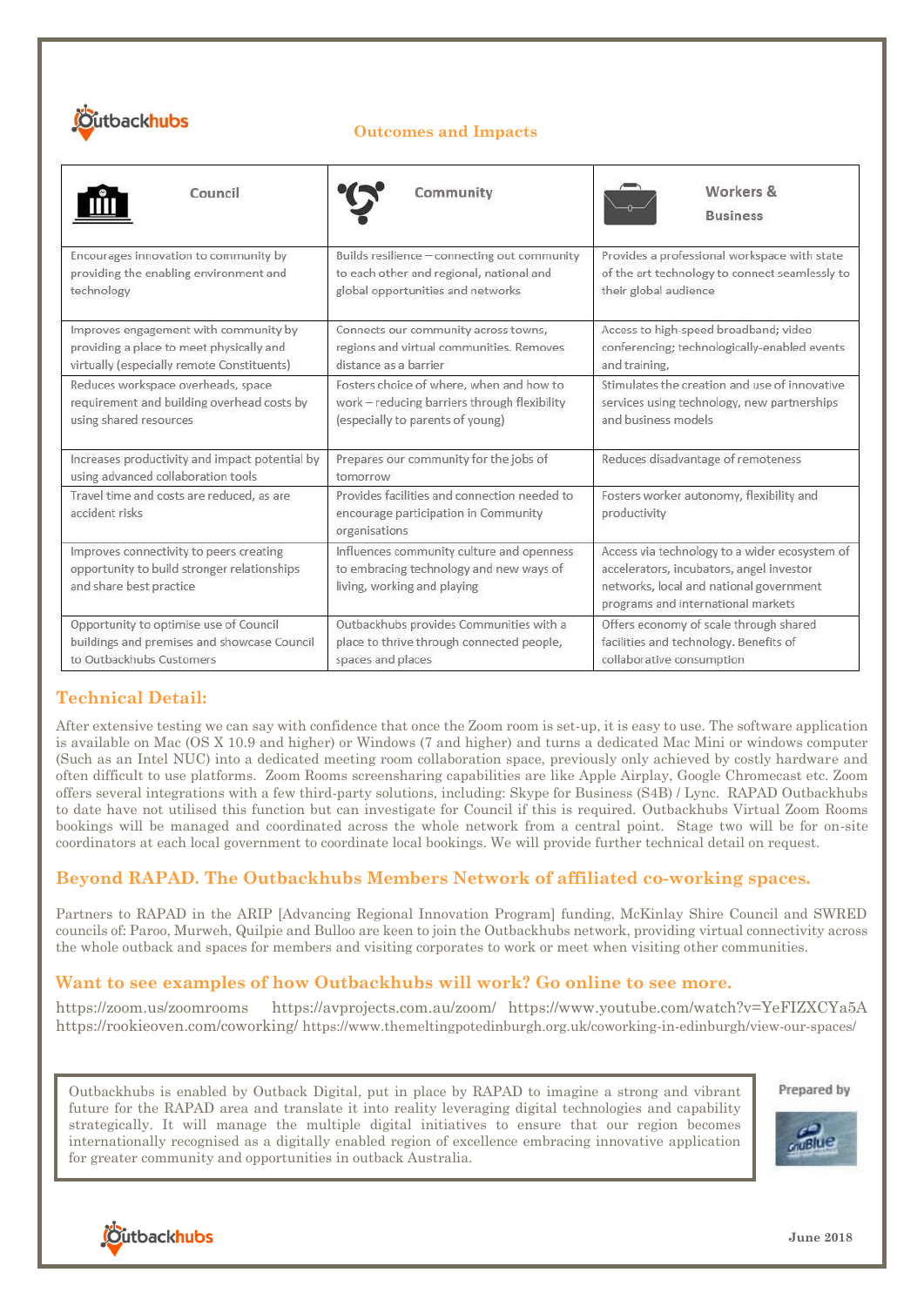## Outcomes and Impacts

| Council | Community | Workers & Business |
|---|---|---|
| Encourages innovation to community by providing the enabling environment and technology | Builds resilience – connecting out community to each other and regional, national and global opportunities and networks | Provides a professional workspace with state of the art technology to connect seamlessly to their global audience |
| Improves engagement with community by providing a place to meet physically and virtually (especially remote Constituents) | Connects our community across towns, regions and virtual communities. Removes distance as a barrier | Access to high-speed broadband; video conferencing; technologically-enabled events and training, |
| Reduces workspace overheads, space requirement and building overhead costs by using shared resources | Fosters choice of where, when and how to work – reducing barriers through flexibility (especially to parents of young) | Stimulates the creation and use of innovative services using technology, new partnerships and business models |
| Increases productivity and impact potential by using advanced collaboration tools | Prepares our community for the jobs of tomorrow | Reduces disadvantage of remoteness |
| Travel time and costs are reduced, as are accident risks | Provides facilities and connection needed to encourage participation in Community organisations | Fosters worker autonomy, flexibility and productivity |
| Improves connectivity to peers creating opportunity to build stronger relationships and share best practice | Influences community culture and openness to embracing technology and new ways of living, working and playing | Access via technology to a wider ecosystem of accelerators, incubators, angel investor networks, local and national government programs and international markets |
| Opportunity to optimise use of Council buildings and premises and showcase Council to Outbackhubs Customers | Outbackhubs provides Communities with a place to thrive through connected people, spaces and places | Offers economy of scale through shared facilities and technology. Benefits of collaborative consumption |

## Technical Detail:

After extensive testing we can say with confidence that once the Zoom room is set-up, it is easy to use. The software application is available on Mac (OS X 10.9 and higher) or Windows (7 and higher) and turns a dedicated Mac Mini or windows computer (Such as an Intel NUC) into a dedicated meeting room collaboration space, previously only achieved by costly hardware and often difficult to use platforms. Zoom Rooms screensharing capabilities are like Apple Airplay, Google Chromecast etc. Zoom offers several integrations with a few third-party solutions, including: Skype for Business (S4B) / Lync. RAPAD Outbackhubs to date have not utilised this function but can investigate for Council if this is required. Outbackhubs Virtual Zoom Rooms bookings will be managed and coordinated across the whole network from a central point. Stage two will be for on-site coordinators at each local government to coordinate local bookings. We will provide further technical detail on request.

## Beyond RAPAD. The Outbackhubs Members Network of affiliated co-working spaces.

Partners to RAPAD in the ARIP [Advancing Regional Innovation Program] funding, McKinlay Shire Council and SWRED councils of: Paroo, Murweh, Quilpie and Bulloo are keen to join the Outbackhubs network, providing virtual connectivity across the whole outback and spaces for members and visiting corporates to work or meet when visiting other communities.

## Want to see examples of how Outbackhubs will work? Go online to see more.

https://zoom.us/zoomrooms https://avprojects.com.au/zoom/ https://www.youtube.com/watch?v=YeFIZXCYa5A https://rookieoven.com/coworking/ https://www.themeltingpotedinburgh.org.uk/coworking-in-edinburgh/view-our-spaces/

Outbackhubs is enabled by Outback Digital, put in place by RAPAD to imagine a strong and vibrant future for the RAPAD area and translate it into reality leveraging digital technologies and capability strategically. It will manage the multiple digital initiatives to ensure that our region becomes internationally recognised as a digitally enabled region of excellence embracing innovative application for greater community and opportunities in outback Australia.

Prepared by GnuBlue

June 2018